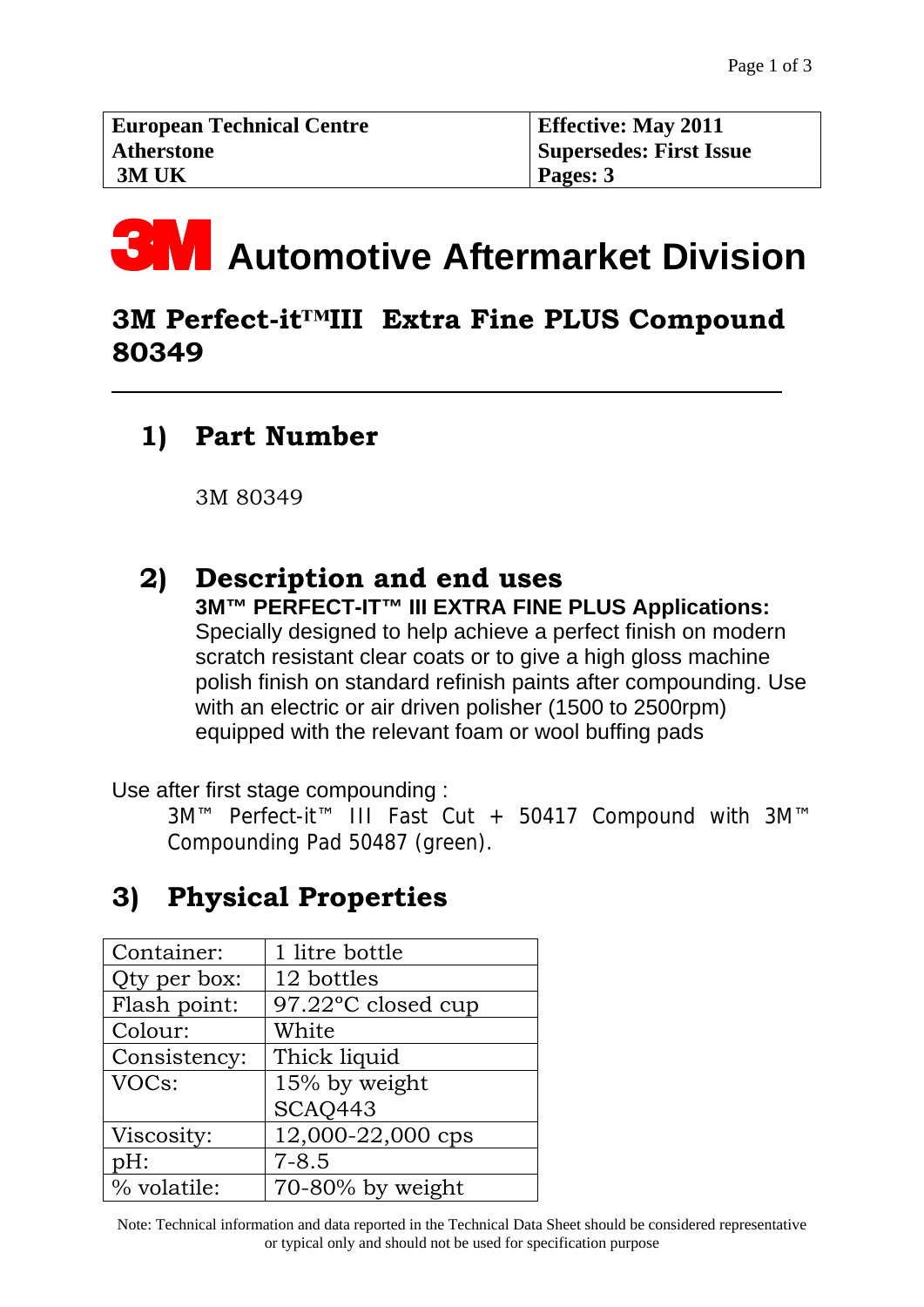| European Technical Centre<br>Atherstone<br>3M UK | Effective: May 2011<br>Supersedes: First Issue<br>Pages: 3 |
|---|---|

# 3M Automotive Aftermarket Division

## 3M Perfect-it™III Extra Fine PLUS Compound 80349

## 1) Part Number

3M 80349

## 2) Description and end uses

**3M™ PERFECT-IT™ III EXTRA FINE PLUS Applications:**
Specially designed to help achieve a perfect finish on modern scratch resistant clear coats or to give a high gloss machine polish finish on standard refinish paints after compounding. Use with an electric or air driven polisher (1500 to 2500rpm) equipped with the relevant foam or wool buffing pads

Use after first stage compounding :

3M™ Perfect-it™ III Fast Cut + 50417 Compound with 3M™ Compounding Pad 50487 (green).

## 3) Physical Properties

| Container: | 1 litre bottle |
|---|---|
| Qty per box: | 12 bottles |
| Flash point: | 97.22°C closed cup |
| Colour: | White |
| Consistency: | Thick liquid |
| VOCs: | 15% by weight<br>SCAQ443 |
| Viscosity: | 12,000-22,000 cps |
| pH: | 7-8.5 |
| % volatile: | 70-80% by weight |

Note: Technical information and data reported in the Technical Data Sheet should be considered representative or typical only and should not be used for specification purpose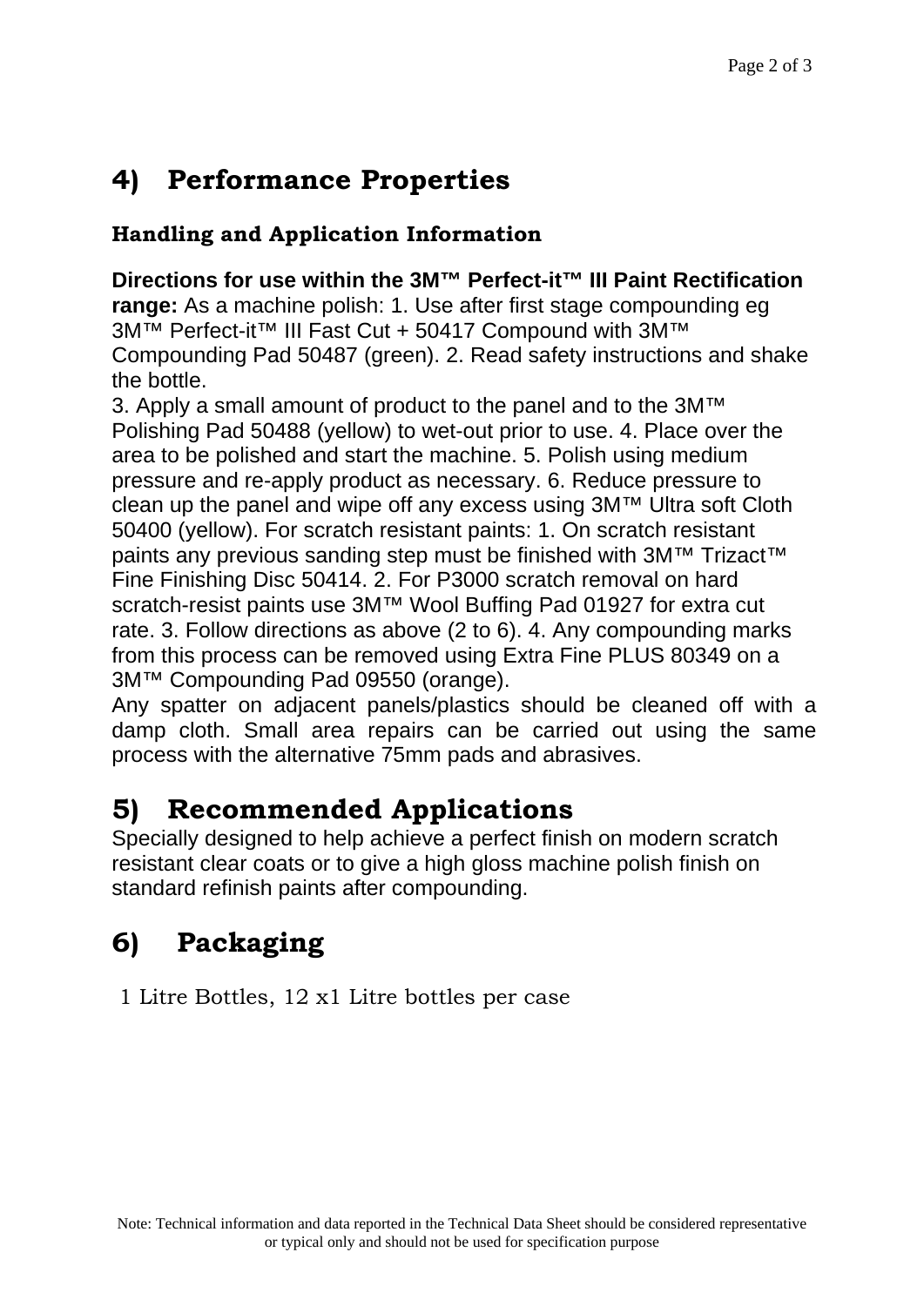## 4) Performance Properties

### Handling and Application Information

**Directions for use within the 3M™ Perfect-it™ III Paint Rectification range:** As a machine polish: 1. Use after first stage compounding eg 3M™ Perfect-it™ III Fast Cut + 50417 Compound with 3M™ Compounding Pad 50487 (green). 2. Read safety instructions and shake the bottle.
3. Apply a small amount of product to the panel and to the 3M™ Polishing Pad 50488 (yellow) to wet-out prior to use. 4. Place over the area to be polished and start the machine. 5. Polish using medium pressure and re-apply product as necessary. 6. Reduce pressure to clean up the panel and wipe off any excess using 3M™ Ultra soft Cloth 50400 (yellow). For scratch resistant paints: 1. On scratch resistant paints any previous sanding step must be finished with 3M™ Trizact™ Fine Finishing Disc 50414. 2. For P3000 scratch removal on hard scratch-resist paints use 3M™ Wool Buffing Pad 01927 for extra cut rate. 3. Follow directions as above (2 to 6). 4. Any compounding marks from this process can be removed using Extra Fine PLUS 80349 on a 3M™ Compounding Pad 09550 (orange).
Any spatter on adjacent panels/plastics should be cleaned off with a damp cloth. Small area repairs can be carried out using the same process with the alternative 75mm pads and abrasives.

## 5) Recommended Applications

Specially designed to help achieve a perfect finish on modern scratch resistant clear coats or to give a high gloss machine polish finish on standard refinish paints after compounding.

## 6) Packaging

1 Litre Bottles, 12 x1 Litre bottles per case

Note: Technical information and data reported in the Technical Data Sheet should be considered representative or typical only and should not be used for specification purpose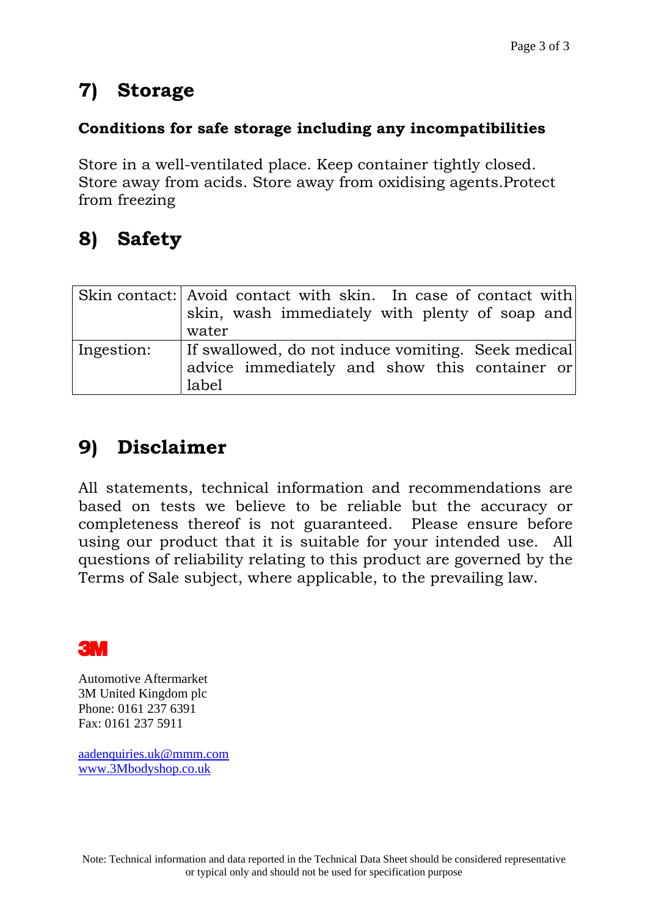## 7) Storage

### Conditions for safe storage including any incompatibilities

Store in a well-ventilated place. Keep container tightly closed. Store away from acids. Store away from oxidising agents.Protect from freezing

## 8) Safety

| | |
|---|---|
| Skin contact: | Avoid contact with skin. In case of contact with skin, wash immediately with plenty of soap and water |
| Ingestion: | If swallowed, do not induce vomiting. Seek medical advice immediately and show this container or label |

## 9) Disclaimer

All statements, technical information and recommendations are based on tests we believe to be reliable but the accuracy or completeness thereof is not guaranteed. Please ensure before using our product that it is suitable for your intended use. All questions of reliability relating to this product are governed by the Terms of Sale subject, where applicable, to the prevailing law.

3M

Automotive Aftermarket
3M United Kingdom plc
Phone: 0161 237 6391
Fax: 0161 237 5911

aadenquiries.uk@mmm.com
www.3Mbodyshop.co.uk

Note: Technical information and data reported in the Technical Data Sheet should be considered representative or typical only and should not be used for specification purpose